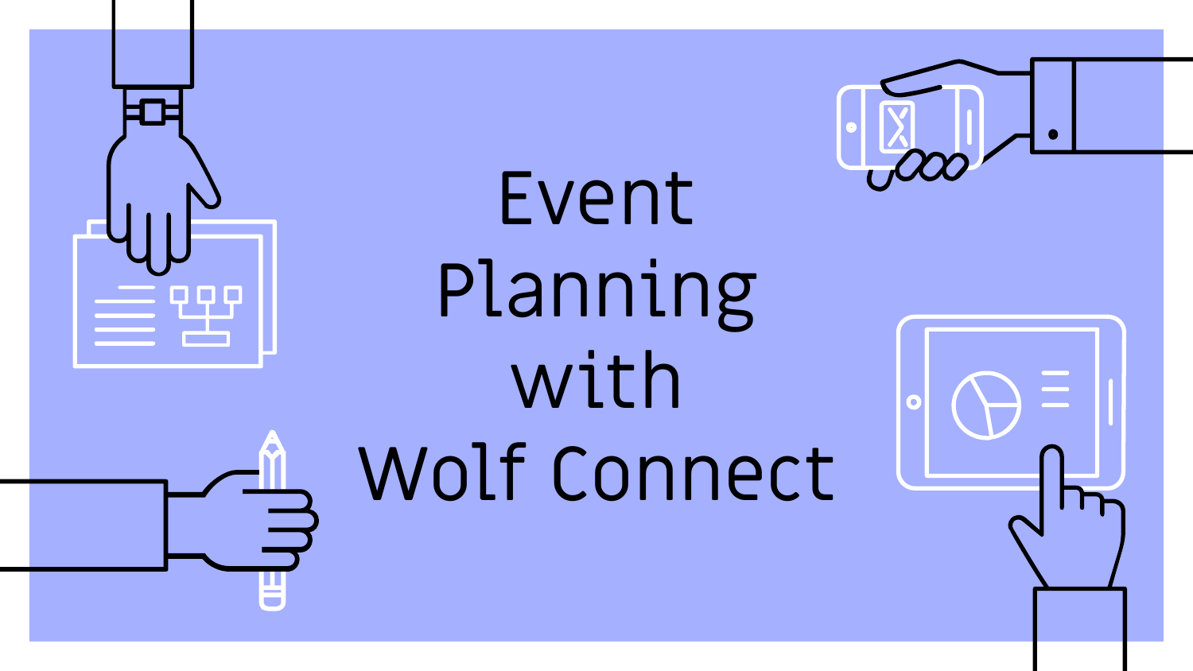# Event Planning with Wolf Connect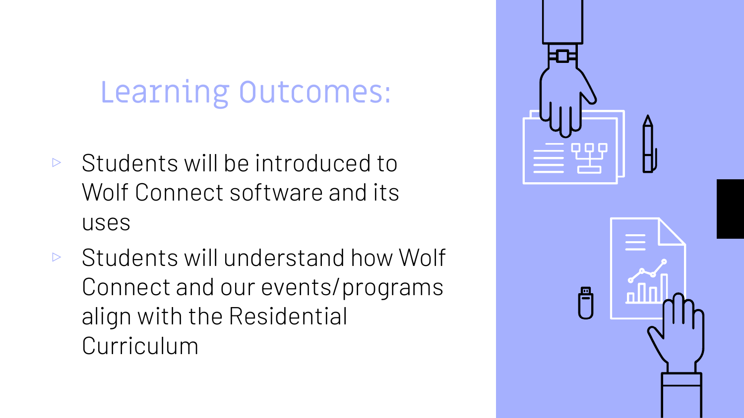# Learning Outcomes:

- Students will be introduced to Wolf Connect software and its uses
- Students will understand how Wolf Connect and our events/programs align with the Residential Curriculum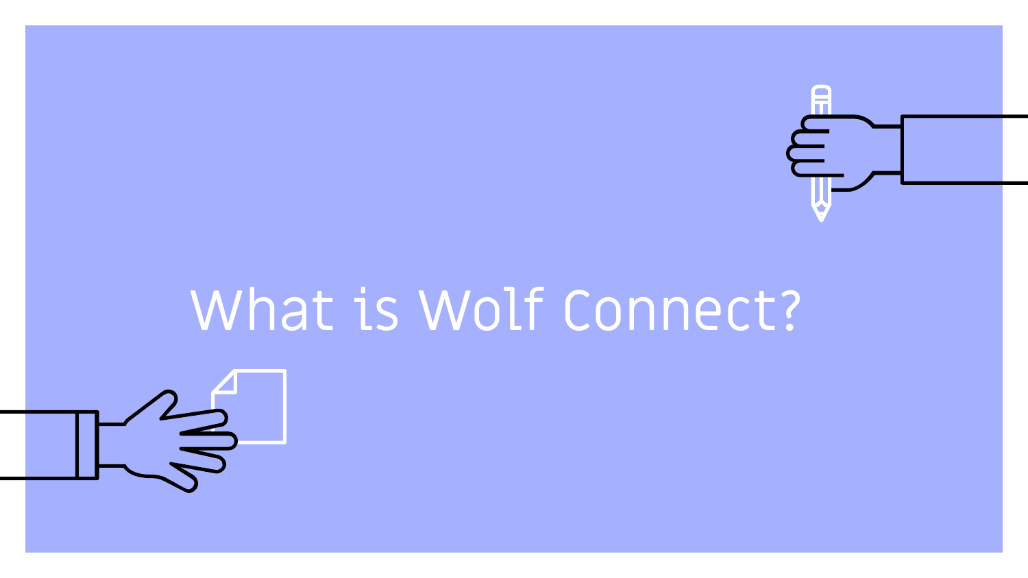# What is Wolf Connect?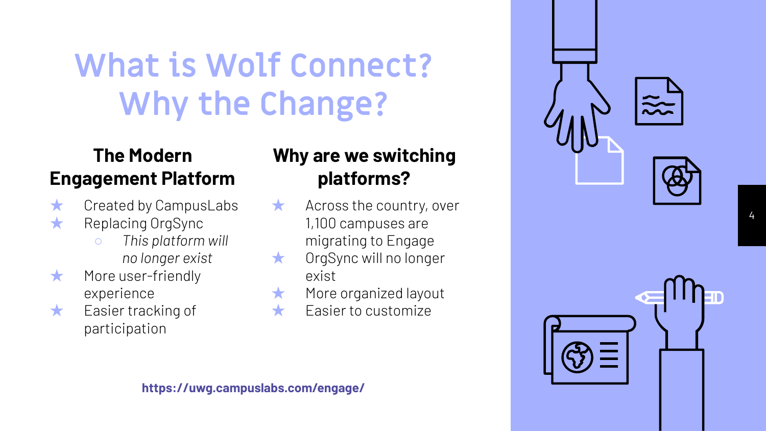# What is Wolf Connect? Why the Change?

## The Modern Engagement Platform

- Created by CampusLabs
- Replacing OrgSync
  - *This platform will no longer exist*
- More user-friendly experience
- Easier tracking of participation

## Why are we switching platforms?

- Across the country, over 1,100 campuses are migrating to Engage
- OrgSync will no longer exist
- More organized layout
- Easier to customize

**https://uwg.campuslabs.com/engage/**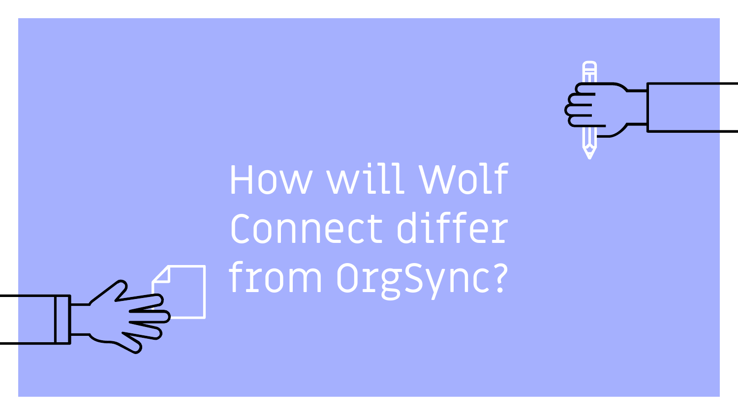# How will Wolf Connect differ from OrgSync?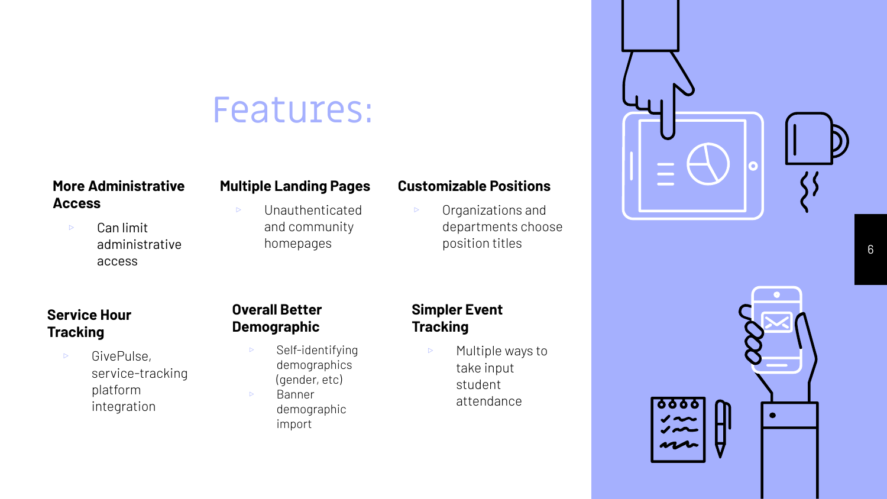# Features:

### More Administrative Access

- Can limit administrative access

### Multiple Landing Pages

- Unauthenticated and community homepages

### Customizable Positions

- Organizations and departments choose position titles

### Service Hour Tracking

- GivePulse, service-tracking platform integration

### Overall Better Demographic

- Self-identifying demographics (gender, etc)
- Banner demographic import

### Simpler Event Tracking

- Multiple ways to take input student attendance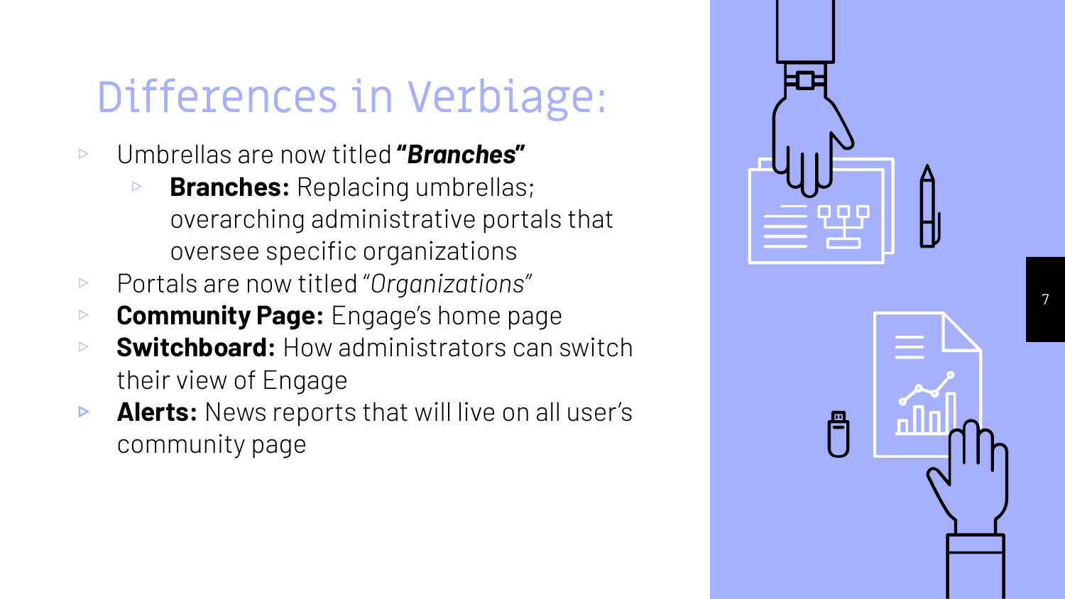# Differences in Verbiage:

- Umbrellas are now titled ***"Branches"***
  - **Branches:** Replacing umbrellas; overarching administrative portals that oversee specific organizations
- Portals are now titled "*Organizations*"
- **Community Page:** Engage's home page
- **Switchboard:** How administrators can switch their view of Engage
- **Alerts:** News reports that will live on all user's community page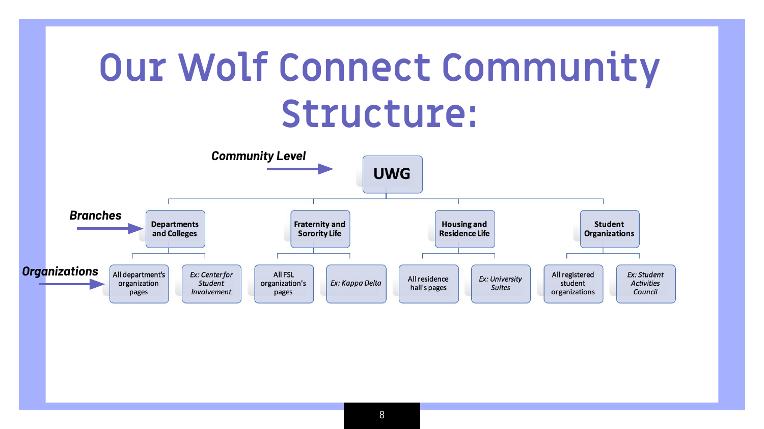# Our Wolf Connect Community Structure:

***Community Level*** → **UWG**

***Branches*** →

- **Departments and Colleges**
  - All department's organization pages
  - *Ex: Center for Student Involvement*
- **Fraternity and Sorority Life**
  - All FSL organization's pages
  - *Ex: Kappa Delta*
- **Housing and Residence Life**
  - All residence hall's pages
  - *Ex: University Suites*
- **Student Organizations**
  - All registered student organizations
  - *Ex: Student Activities Council*

***Organizations*** → (pages listed under each branch above)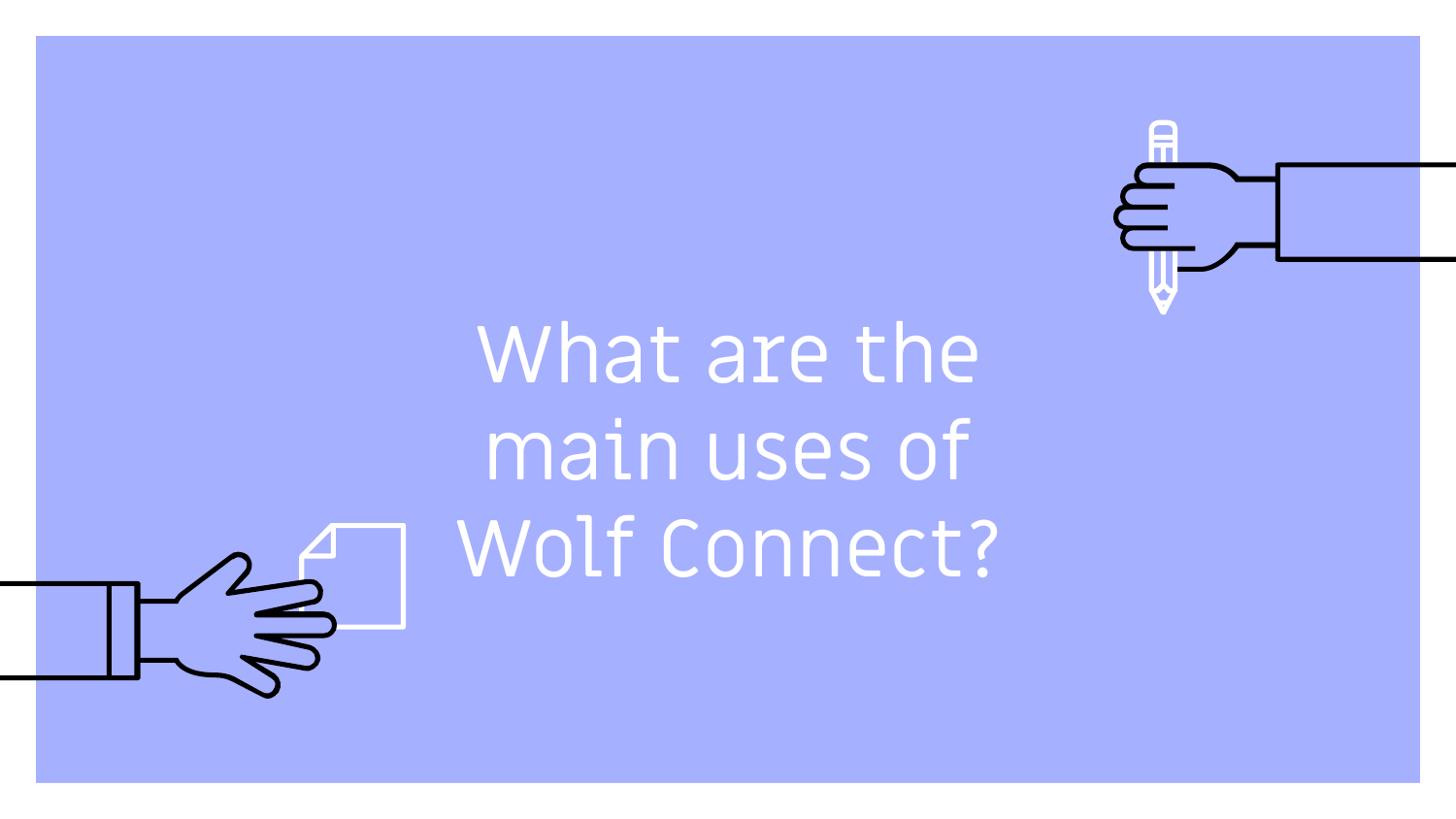# What are the main uses of Wolf Connect?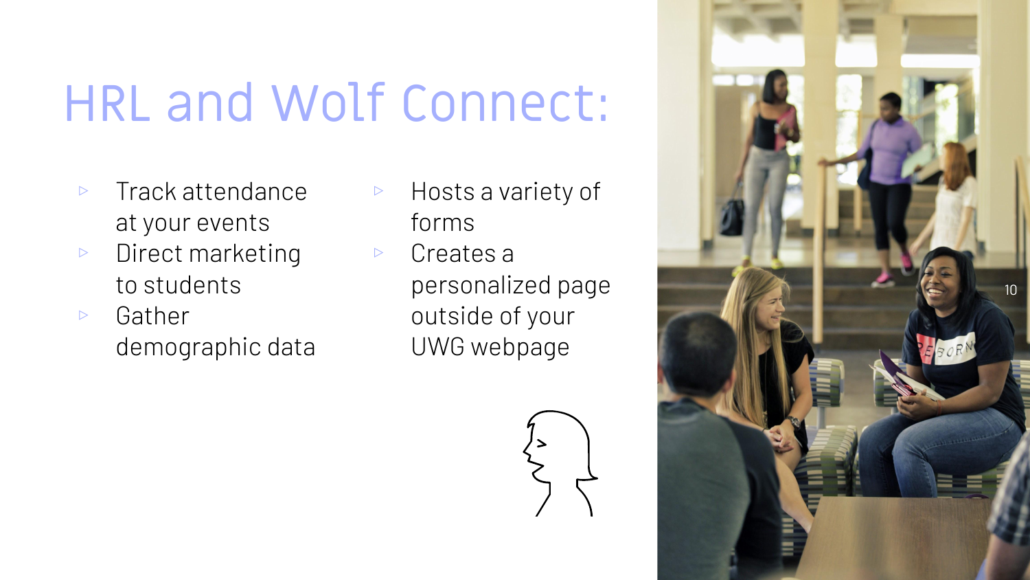# HRL and Wolf Connect:

- Track attendance at your events
- Direct marketing to students
- Gather demographic data
- Hosts a variety of forms
- Creates a personalized page outside of your UWG webpage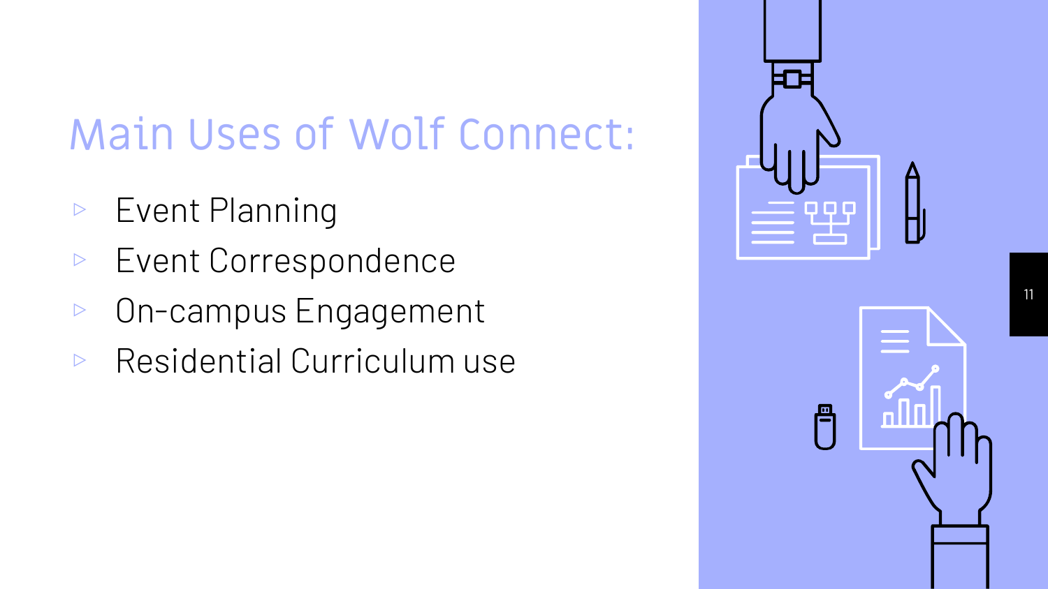# Main Uses of Wolf Connect:

- Event Planning
- Event Correspondence
- On-campus Engagement
- Residential Curriculum use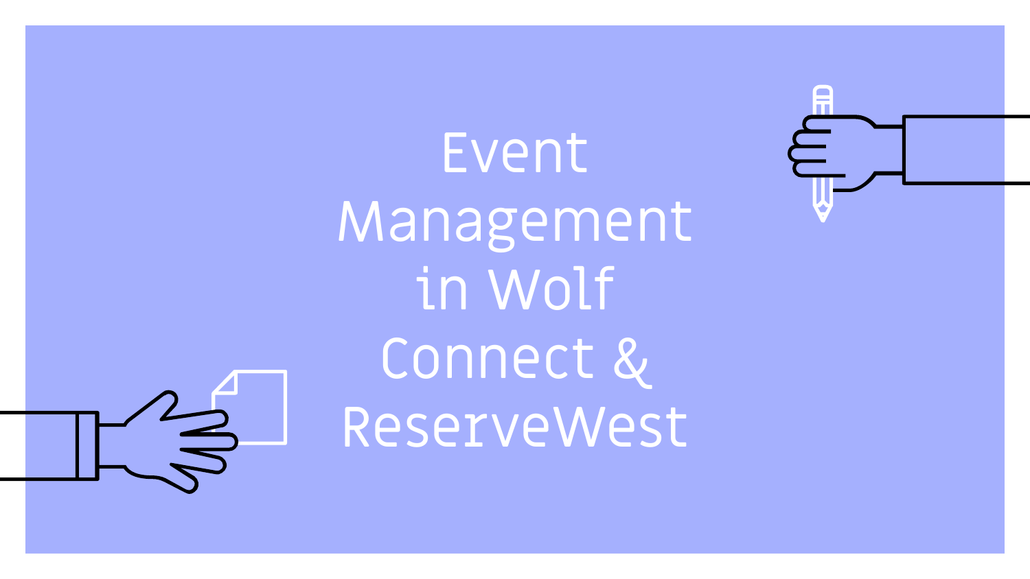# Event Management in Wolf Connect & ReserveWest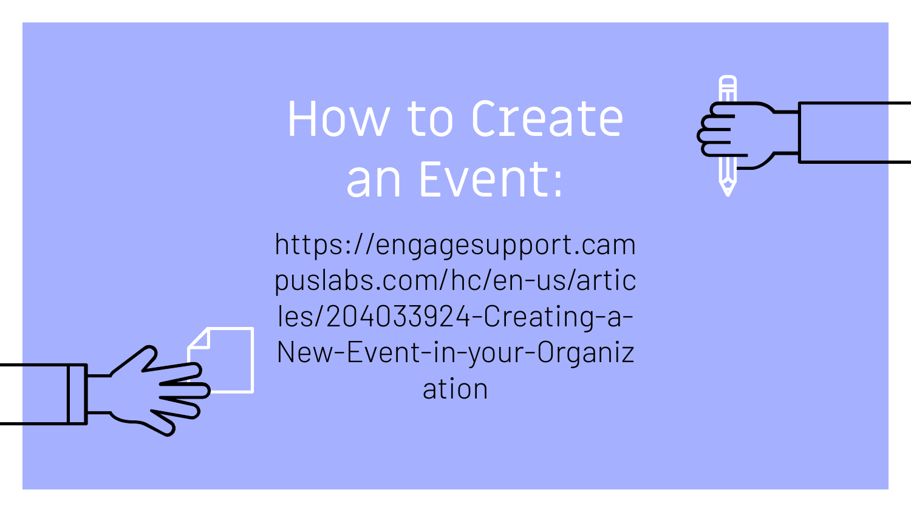# How to Create an Event:

https://engagesupport.campuslabs.com/hc/en-us/articles/204033924-Creating-a-New-Event-in-your-Organization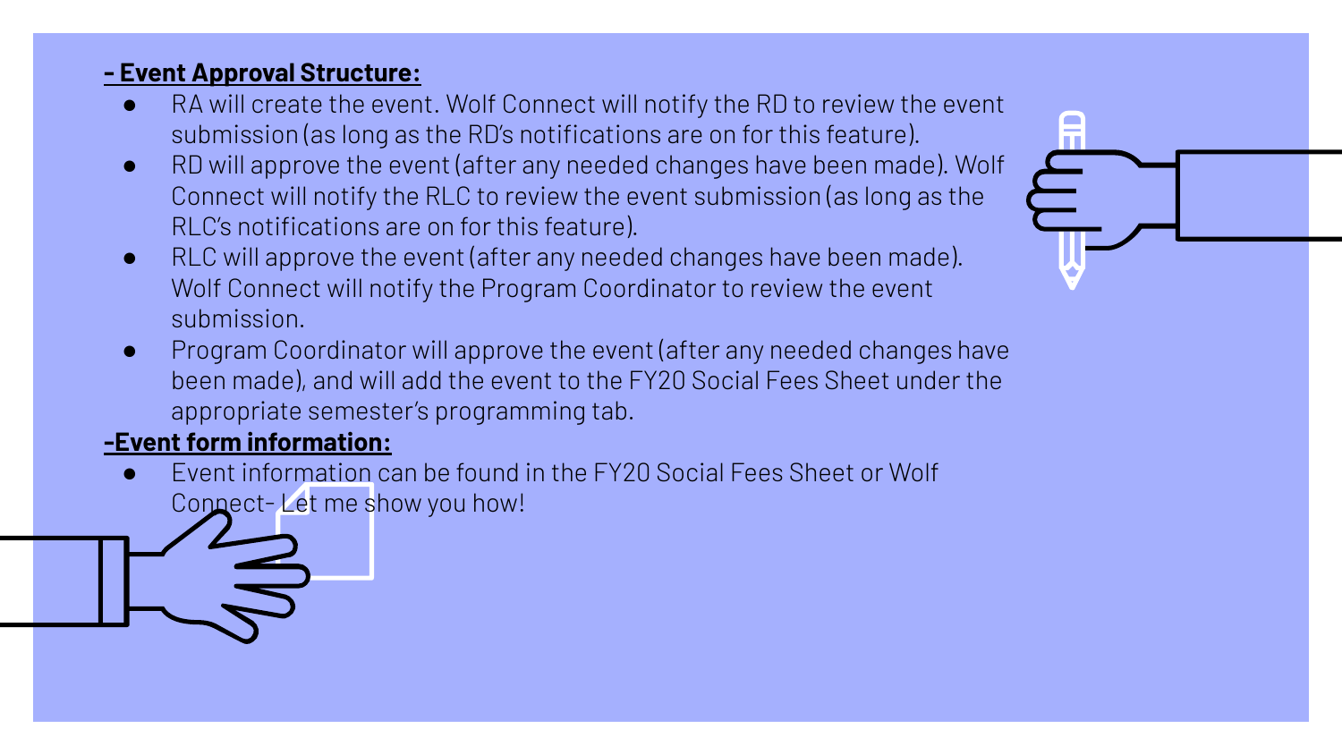**- Event Approval Structure:**

- RA will create the event. Wolf Connect will notify the RD to review the event submission (as long as the RD's notifications are on for this feature).
- RD will approve the event (after any needed changes have been made). Wolf Connect will notify the RLC to review the event submission (as long as the RLC's notifications are on for this feature).
- RLC will approve the event (after any needed changes have been made). Wolf Connect will notify the Program Coordinator to review the event submission.
- Program Coordinator will approve the event (after any needed changes have been made), and will add the event to the FY20 Social Fees Sheet under the appropriate semester's programming tab.

**-Event form information:**

- Event information can be found in the FY20 Social Fees Sheet or Wolf Connect- Let me show you how!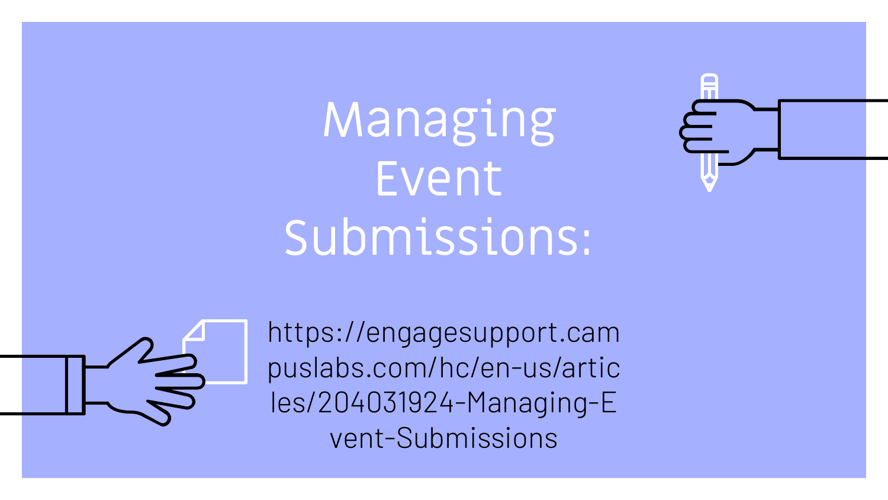# Managing Event Submissions:

https://engagesupport.campuslabs.com/hc/en-us/articles/204031924-Managing-Event-Submissions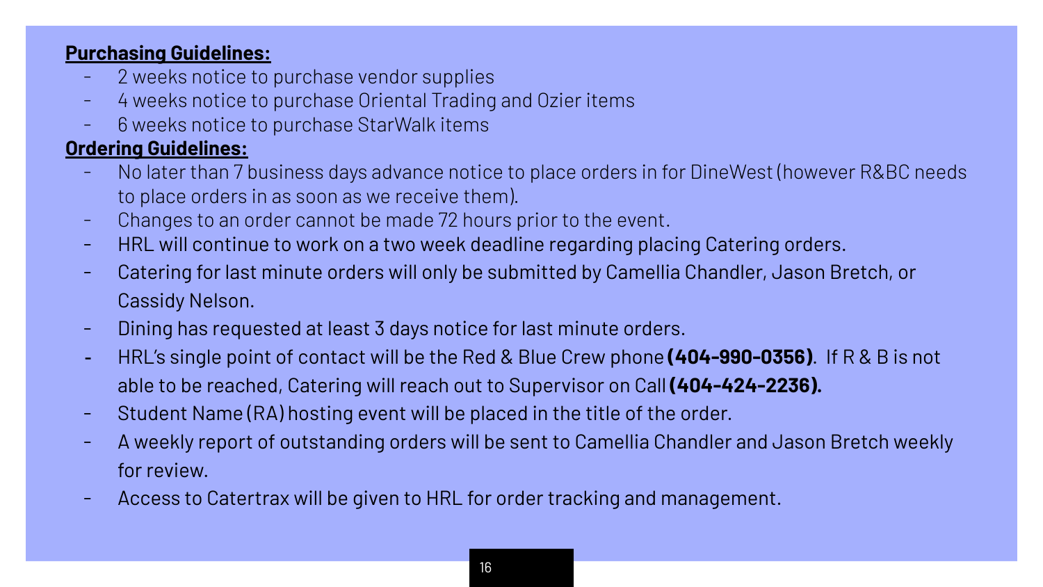**Purchasing Guidelines:**

- 2 weeks notice to purchase vendor supplies
- 4 weeks notice to purchase Oriental Trading and Ozier items
- 6 weeks notice to purchase StarWalk items

**Ordering Guidelines:**

- No later than 7 business days advance notice to place orders in for DineWest (however R&BC needs to place orders in as soon as we receive them).
- Changes to an order cannot be made 72 hours prior to the event.
- HRL will continue to work on a two week deadline regarding placing Catering orders.
- Catering for last minute orders will only be submitted by Camellia Chandler, Jason Bretch, or Cassidy Nelson.
- Dining has requested at least 3 days notice for last minute orders.
- HRL's single point of contact will be the Red & Blue Crew phone **(404-990-0356)**. If R & B is not able to be reached, Catering will reach out to Supervisor on Call **(404-424-2236).**
- Student Name (RA) hosting event will be placed in the title of the order.
- A weekly report of outstanding orders will be sent to Camellia Chandler and Jason Bretch weekly for review.
- Access to Catertrax will be given to HRL for order tracking and management.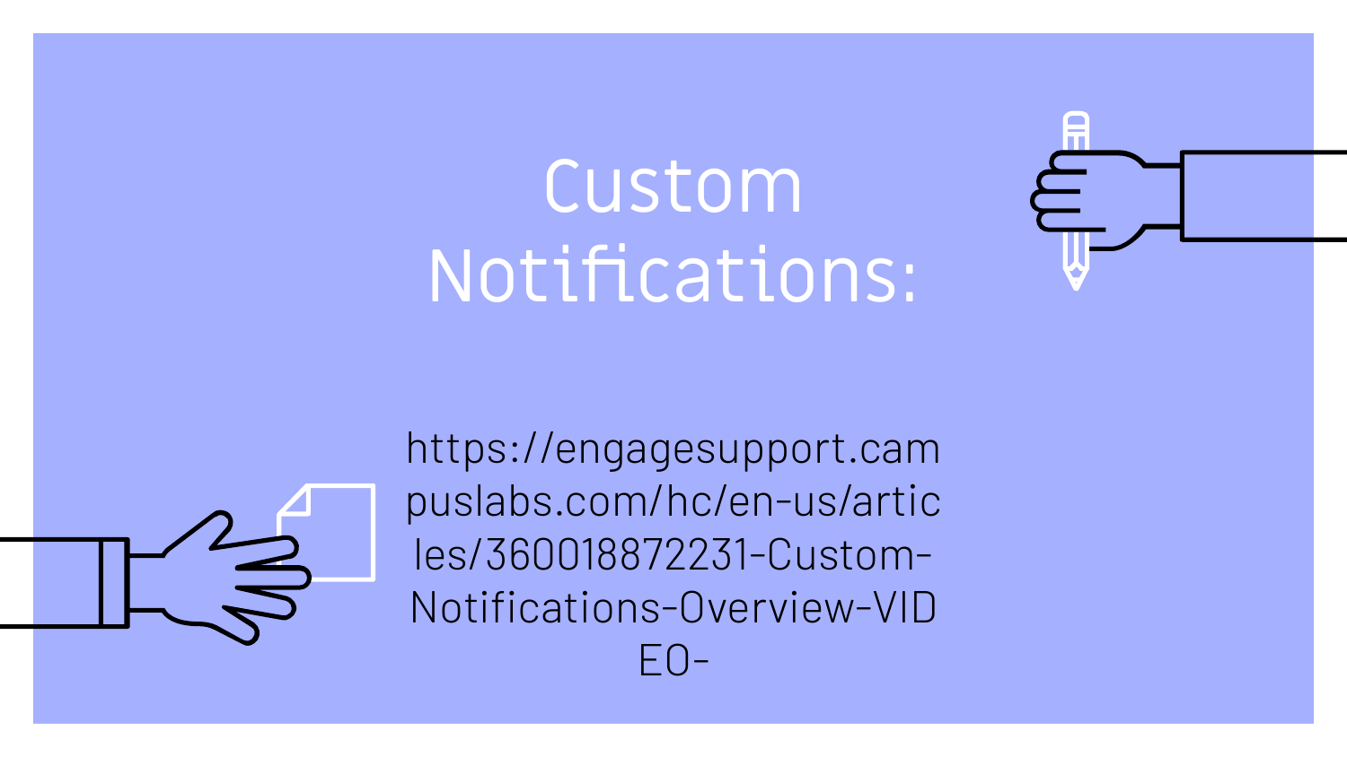# Custom Notifications:

https://engagesupport.campuslabs.com/hc/en-us/articles/360018872231-Custom-Notifications-Overview-VIDEO-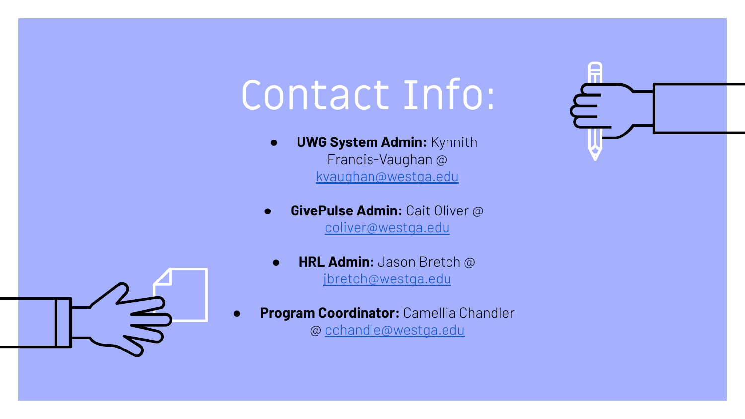# Contact Info:

- **UWG System Admin:** Kynnith Francis-Vaughan @ kvaughan@westga.edu
- **GivePulse Admin:** Cait Oliver @ coliver@westga.edu
- **HRL Admin:** Jason Bretch @ jbretch@westga.edu
- **Program Coordinator:** Camellia Chandler @ cchandle@westga.edu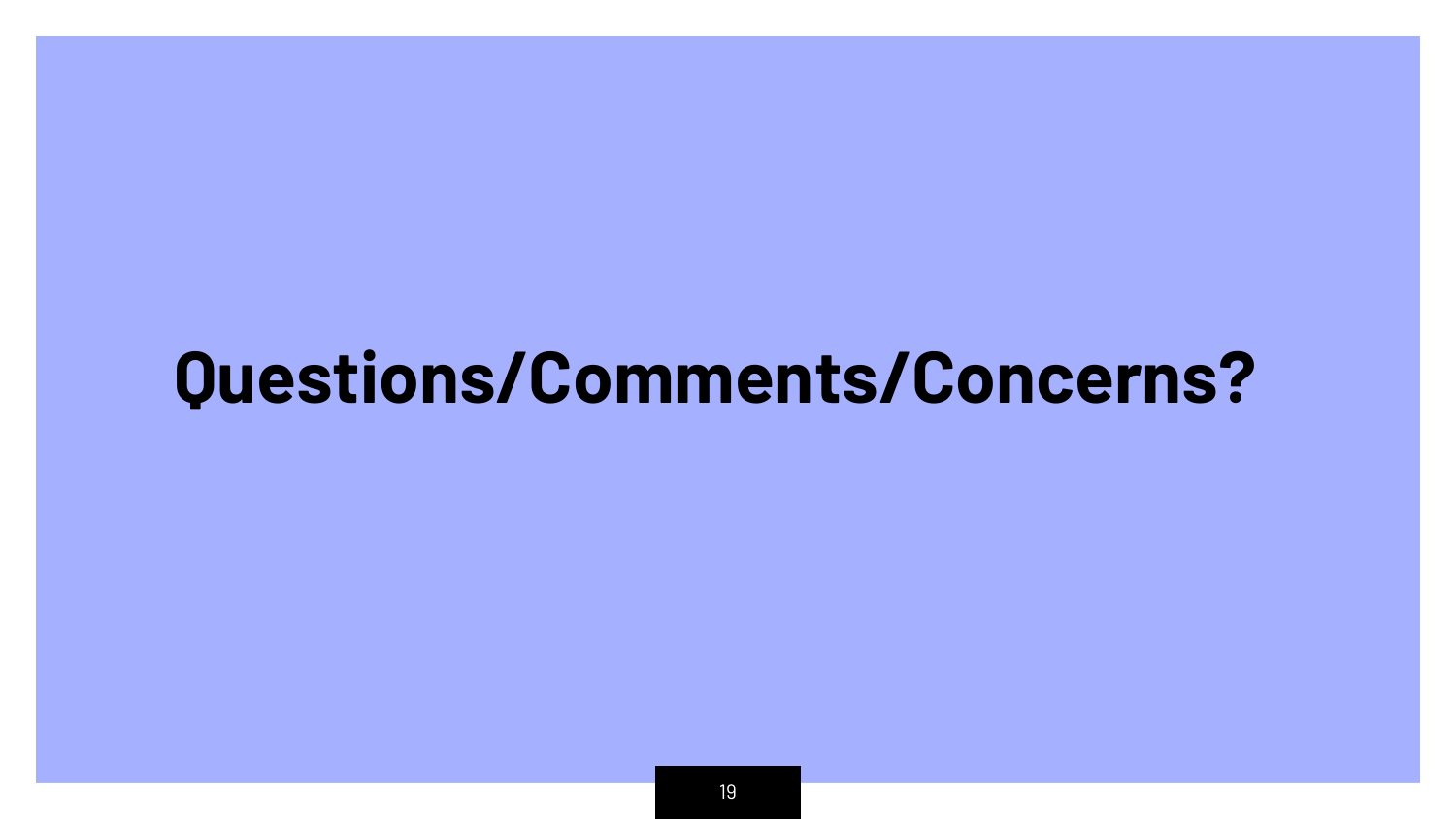# Questions/Comments/Concerns?